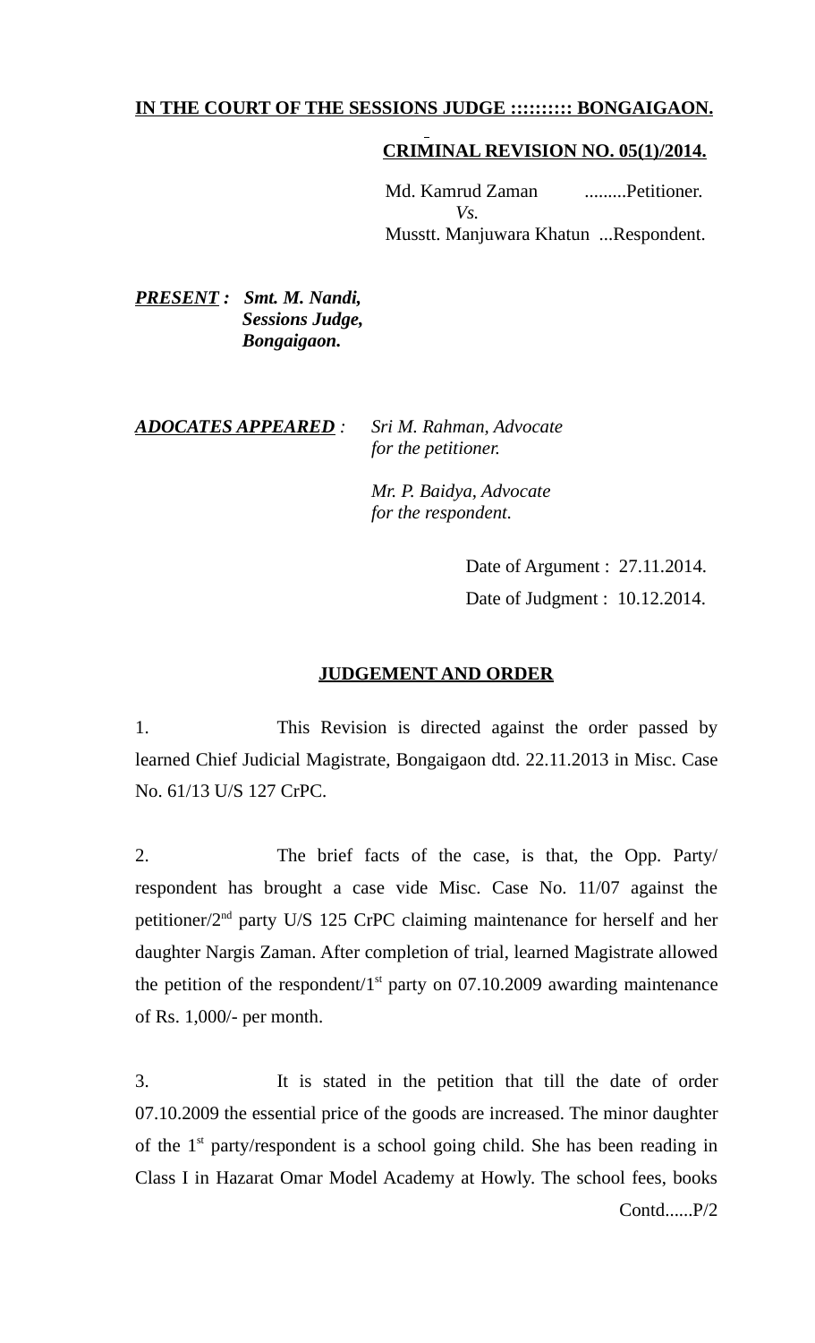**IN THE COURT OF THE SESSIONS JUDGE ::::::::: BONGAIGAON.**

**CRIMINAL REVISION NO. 05(1)/2014.**

Md. Kamrud Zaman .........Petitioner.
*Vs.*
Musstt. Manjuwara Khatun ...Respondent.

***PRESENT :*** ***Smt. M. Nandi,***
***Sessions Judge,***
***Bongaigaon.***

***ADOCATES APPEARED :*** *Sri M. Rahman, Advocate for the petitioner.*

*Mr. P. Baidya, Advocate for the respondent.*

Date of Argument : 27.11.2014.

Date of Judgment : 10.12.2014.

**JUDGEMENT AND ORDER**

1. This Revision is directed against the order passed by learned Chief Judicial Magistrate, Bongaigaon dtd. 22.11.2013 in Misc. Case No. 61/13 U/S 127 CrPC.

2. The brief facts of the case, is that, the Opp. Party/ respondent has brought a case vide Misc. Case No. 11/07 against the petitioner/2nd party U/S 125 CrPC claiming maintenance for herself and her daughter Nargis Zaman. After completion of trial, learned Magistrate allowed the petition of the respondent/1st party on 07.10.2009 awarding maintenance of Rs. 1,000/- per month.

3. It is stated in the petition that till the date of order 07.10.2009 the essential price of the goods are increased. The minor daughter of the 1st party/respondent is a school going child. She has been reading in Class I in Hazarat Omar Model Academy at Howly. The school fees, books

Contd......P/2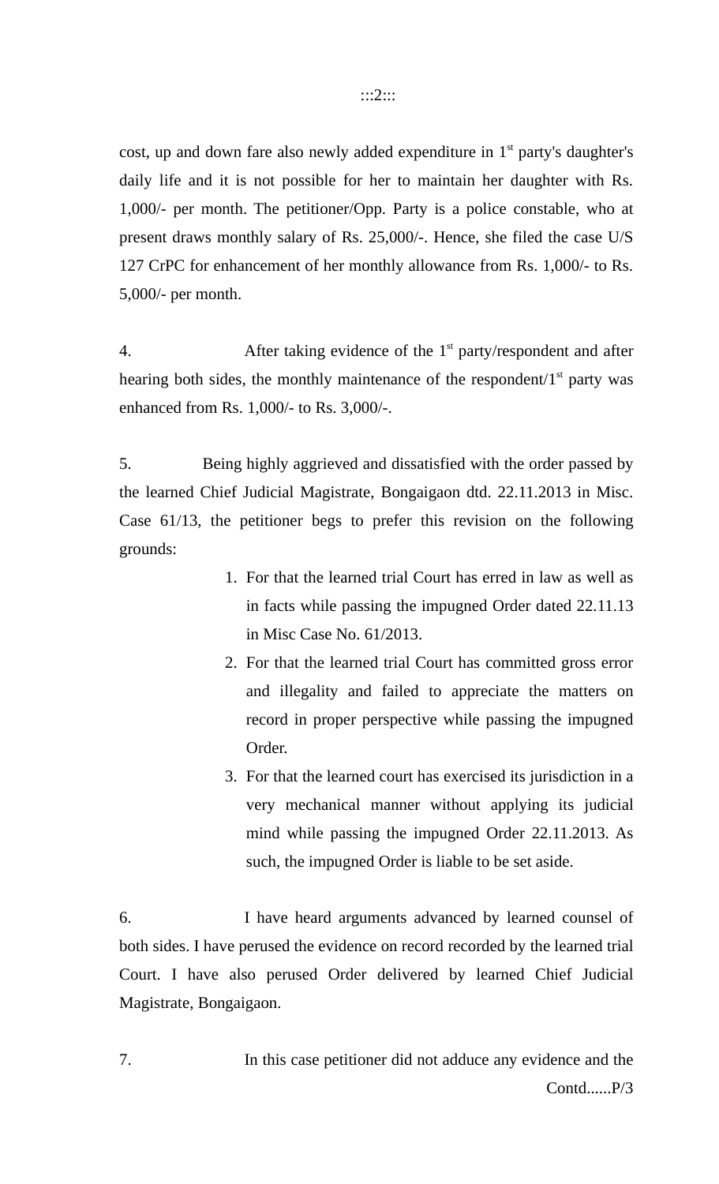cost, up and down fare also newly added expenditure in 1st party's daughter's daily life and it is not possible for her to maintain her daughter with Rs. 1,000/- per month. The petitioner/Opp. Party is a police constable, who at present draws monthly salary of Rs. 25,000/-. Hence, she filed the case U/S 127 CrPC for enhancement of her monthly allowance from Rs. 1,000/- to Rs. 5,000/- per month.

4. After taking evidence of the 1st party/respondent and after hearing both sides, the monthly maintenance of the respondent/1st party was enhanced from Rs. 1,000/- to Rs. 3,000/-.

5. Being highly aggrieved and dissatisfied with the order passed by the learned Chief Judicial Magistrate, Bongaigaon dtd. 22.11.2013 in Misc. Case 61/13, the petitioner begs to prefer this revision on the following grounds:

1. For that the learned trial Court has erred in law as well as in facts while passing the impugned Order dated 22.11.13 in Misc Case No. 61/2013.
2. For that the learned trial Court has committed gross error and illegality and failed to appreciate the matters on record in proper perspective while passing the impugned Order.
3. For that the learned court has exercised its jurisdiction in a very mechanical manner without applying its judicial mind while passing the impugned Order 22.11.2013. As such, the impugned Order is liable to be set aside.

6. I have heard arguments advanced by learned counsel of both sides. I have perused the evidence on record recorded by the learned trial Court. I have also perused Order delivered by learned Chief Judicial Magistrate, Bongaigaon.

7. In this case petitioner did not adduce any evidence and the

Contd......P/3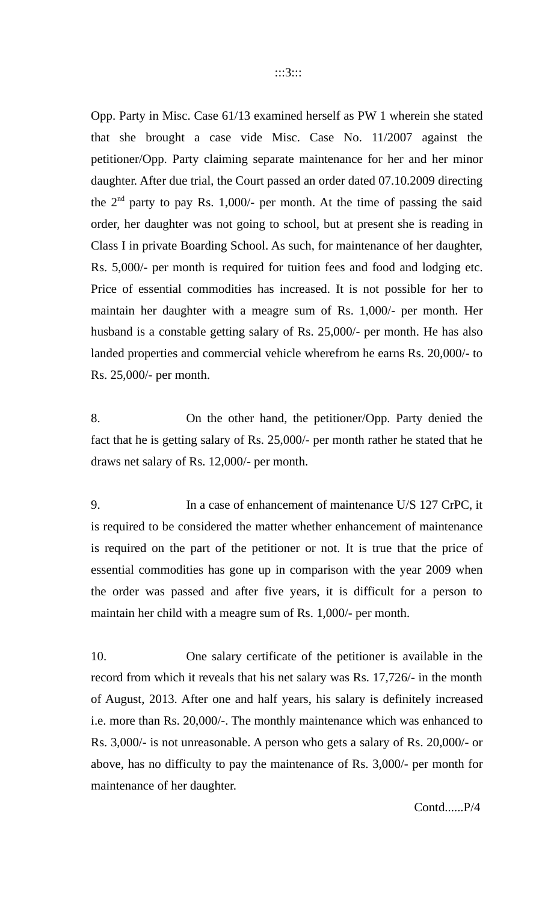Opp. Party in Misc. Case 61/13 examined herself as PW 1 wherein she stated that she brought a case vide Misc. Case No. 11/2007 against the petitioner/Opp. Party claiming separate maintenance for her and her minor daughter. After due trial, the Court passed an order dated 07.10.2009 directing the 2nd party to pay Rs. 1,000/- per month. At the time of passing the said order, her daughter was not going to school, but at present she is reading in Class I in private Boarding School. As such, for maintenance of her daughter, Rs. 5,000/- per month is required for tuition fees and food and lodging etc. Price of essential commodities has increased. It is not possible for her to maintain her daughter with a meagre sum of Rs. 1,000/- per month. Her husband is a constable getting salary of Rs. 25,000/- per month. He has also landed properties and commercial vehicle wherefrom he earns Rs. 20,000/- to Rs. 25,000/- per month.

8. On the other hand, the petitioner/Opp. Party denied the fact that he is getting salary of Rs. 25,000/- per month rather he stated that he draws net salary of Rs. 12,000/- per month.

9. In a case of enhancement of maintenance U/S 127 CrPC, it is required to be considered the matter whether enhancement of maintenance is required on the part of the petitioner or not. It is true that the price of essential commodities has gone up in comparison with the year 2009 when the order was passed and after five years, it is difficult for a person to maintain her child with a meagre sum of Rs. 1,000/- per month.

10. One salary certificate of the petitioner is available in the record from which it reveals that his net salary was Rs. 17,726/- in the month of August, 2013. After one and half years, his salary is definitely increased i.e. more than Rs. 20,000/-. The monthly maintenance which was enhanced to Rs. 3,000/- is not unreasonable. A person who gets a salary of Rs. 20,000/- or above, has no difficulty to pay the maintenance of Rs. 3,000/- per month for maintenance of her daughter.

Contd......P/4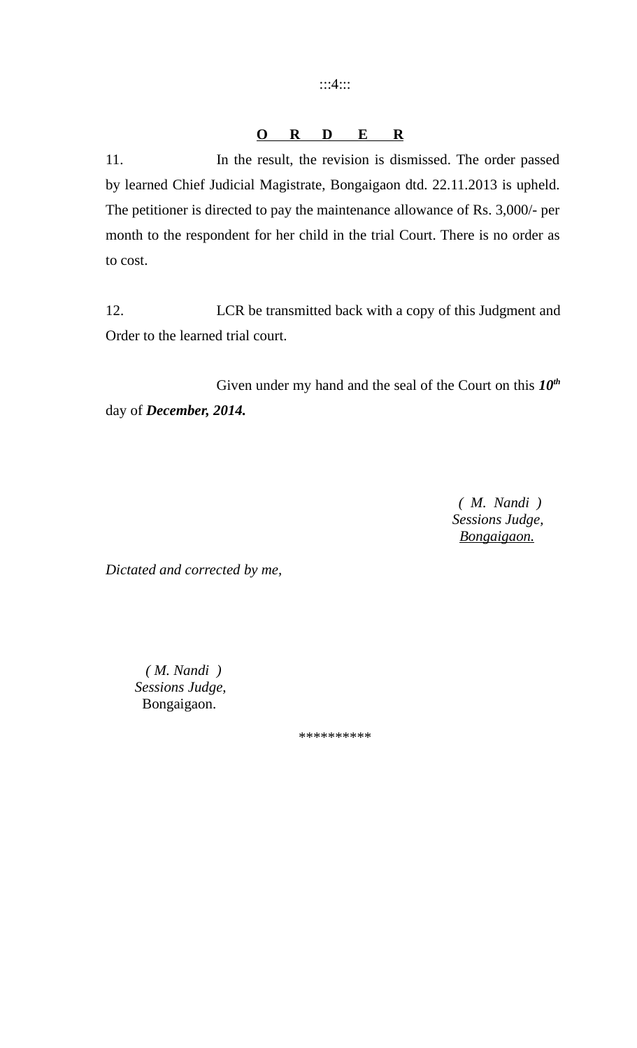## O R D E R

11. In the result, the revision is dismissed. The order passed by learned Chief Judicial Magistrate, Bongaigaon dtd. 22.11.2013 is upheld. The petitioner is directed to pay the maintenance allowance of Rs. 3,000/- per month to the respondent for her child in the trial Court. There is no order as to cost.

12. LCR be transmitted back with a copy of this Judgment and Order to the learned trial court.

Given under my hand and the seal of the Court on this ***10th*** day of ***December, 2014.***

*( M. Nandi )*
*Sessions Judge,*
*Bongaigaon.*

*Dictated and corrected by me,*

*( M. Nandi )*
*Sessions Judge,*
Bongaigaon.

**********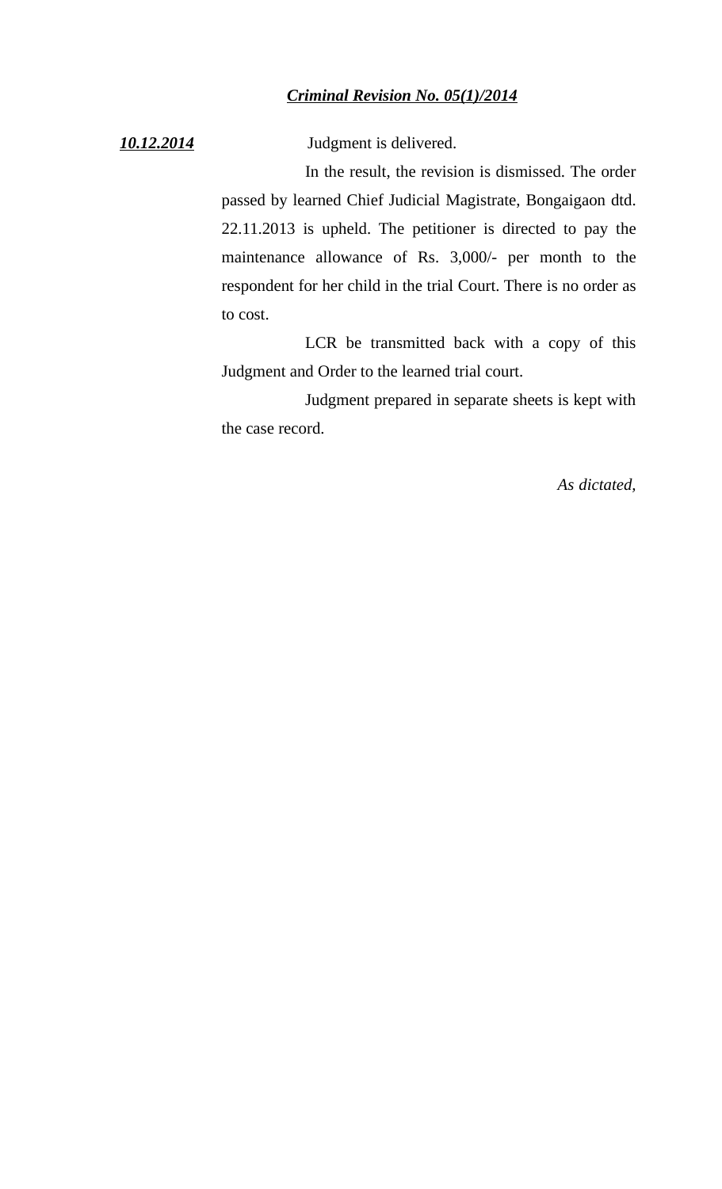***Criminal Revision No. 05(1)/2014***

***10.12.2014*** Judgment is delivered.

In the result, the revision is dismissed. The order passed by learned Chief Judicial Magistrate, Bongaigaon dtd. 22.11.2013 is upheld. The petitioner is directed to pay the maintenance allowance of Rs. 3,000/- per month to the respondent for her child in the trial Court. There is no order as to cost.

LCR be transmitted back with a copy of this Judgment and Order to the learned trial court.

Judgment prepared in separate sheets is kept with the case record.

*As dictated,*